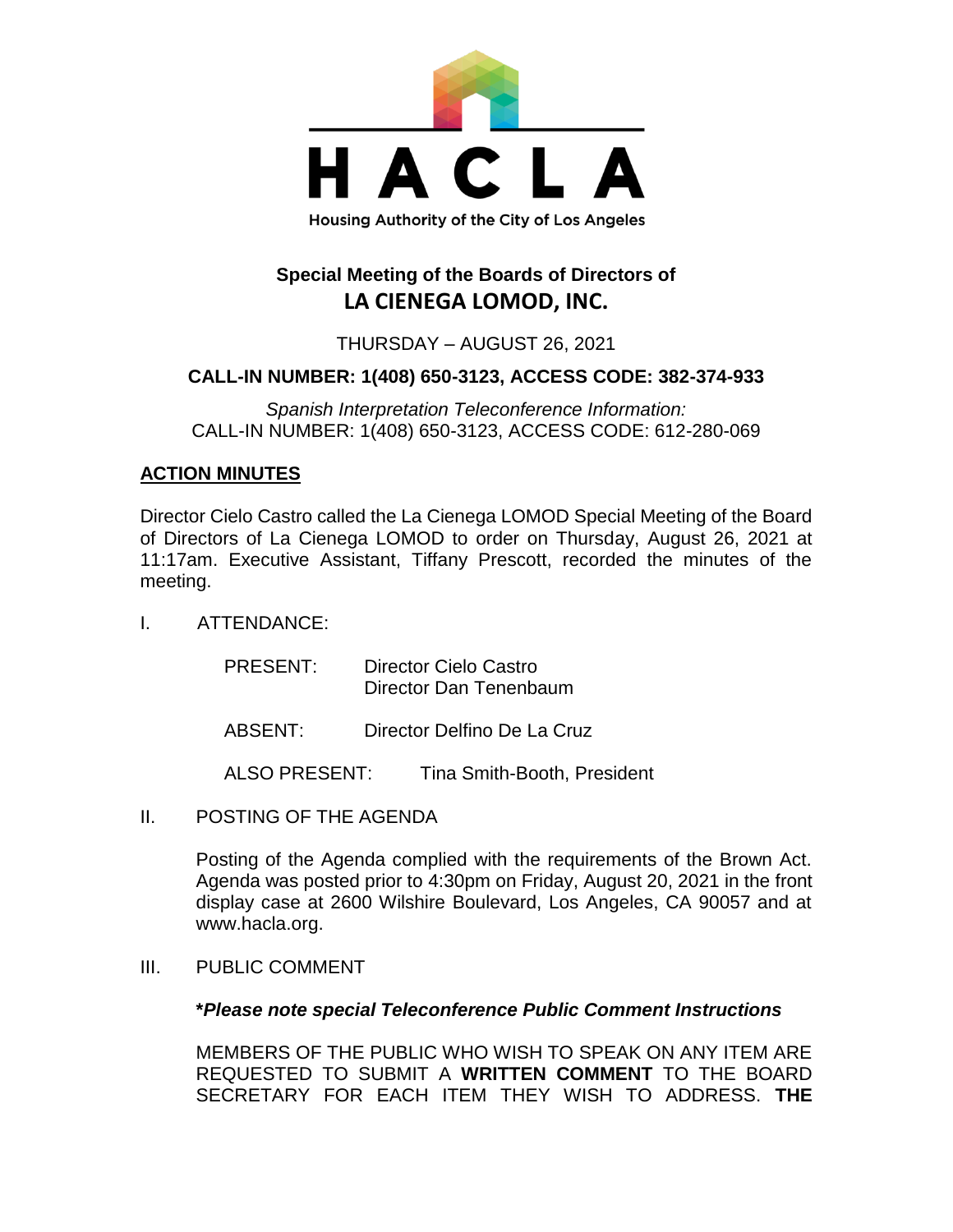HACLA

Housing Authority of the City of Los Angeles

# Special Meeting of the Boards of Directors of
# LA CIENEGA LOMOD, INC.

THURSDAY – AUGUST 26, 2021

**CALL-IN NUMBER: 1(408) 650-3123, ACCESS CODE: 382-374-933**

*Spanish Interpretation Teleconference Information:*
CALL-IN NUMBER: 1(408) 650-3123, ACCESS CODE: 612-280-069

## ACTION MINUTES

Director Cielo Castro called the La Cienega LOMOD Special Meeting of the Board of Directors of La Cienega LOMOD to order on Thursday, August 26, 2021 at 11:17am. Executive Assistant, Tiffany Prescott, recorded the minutes of the meeting.

I. ATTENDANCE:

PRESENT: Director Cielo Castro
Director Dan Tenenbaum

ABSENT: Director Delfino De La Cruz

ALSO PRESENT: Tina Smith-Booth, President

II. POSTING OF THE AGENDA

Posting of the Agenda complied with the requirements of the Brown Act. Agenda was posted prior to 4:30pm on Friday, August 20, 2021 in the front display case at 2600 Wilshire Boulevard, Los Angeles, CA 90057 and at www.hacla.org.

III. PUBLIC COMMENT

***Please note special Teleconference Public Comment Instructions***

MEMBERS OF THE PUBLIC WHO WISH TO SPEAK ON ANY ITEM ARE REQUESTED TO SUBMIT A **WRITTEN COMMENT** TO THE BOARD SECRETARY FOR EACH ITEM THEY WISH TO ADDRESS. **THE**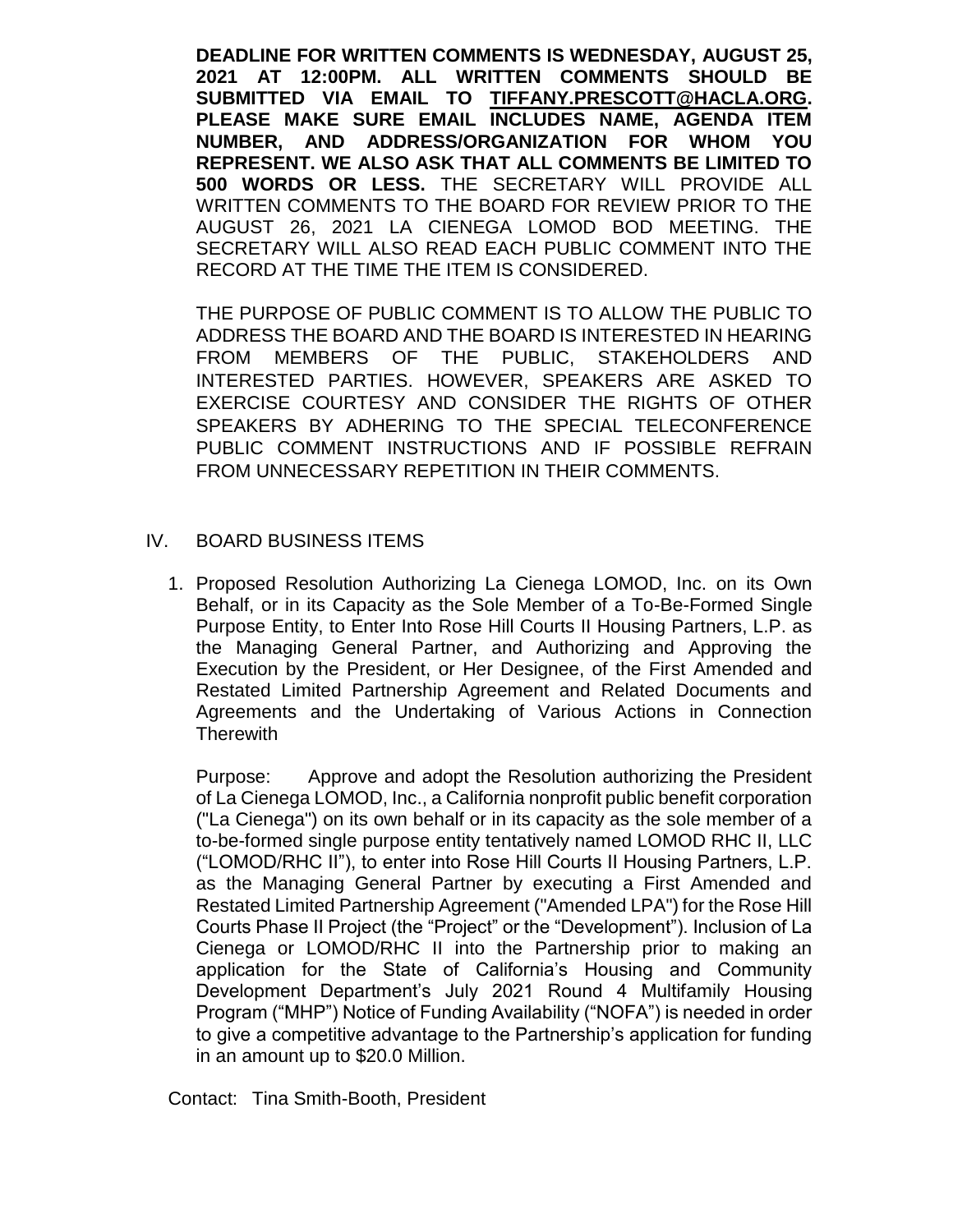**DEADLINE FOR WRITTEN COMMENTS IS WEDNESDAY, AUGUST 25, 2021 AT 12:00PM. ALL WRITTEN COMMENTS SHOULD BE SUBMITTED VIA EMAIL TO TIFFANY.PRESCOTT@HACLA.ORG. PLEASE MAKE SURE EMAIL INCLUDES NAME, AGENDA ITEM NUMBER, AND ADDRESS/ORGANIZATION FOR WHOM YOU REPRESENT. WE ALSO ASK THAT ALL COMMENTS BE LIMITED TO 500 WORDS OR LESS.** THE SECRETARY WILL PROVIDE ALL WRITTEN COMMENTS TO THE BOARD FOR REVIEW PRIOR TO THE AUGUST 26, 2021 LA CIENEGA LOMOD BOD MEETING. THE SECRETARY WILL ALSO READ EACH PUBLIC COMMENT INTO THE RECORD AT THE TIME THE ITEM IS CONSIDERED.

THE PURPOSE OF PUBLIC COMMENT IS TO ALLOW THE PUBLIC TO ADDRESS THE BOARD AND THE BOARD IS INTERESTED IN HEARING FROM MEMBERS OF THE PUBLIC, STAKEHOLDERS AND INTERESTED PARTIES. HOWEVER, SPEAKERS ARE ASKED TO EXERCISE COURTESY AND CONSIDER THE RIGHTS OF OTHER SPEAKERS BY ADHERING TO THE SPECIAL TELECONFERENCE PUBLIC COMMENT INSTRUCTIONS AND IF POSSIBLE REFRAIN FROM UNNECESSARY REPETITION IN THEIR COMMENTS.

## IV. BOARD BUSINESS ITEMS

1. Proposed Resolution Authorizing La Cienega LOMOD, Inc. on its Own Behalf, or in its Capacity as the Sole Member of a To-Be-Formed Single Purpose Entity, to Enter Into Rose Hill Courts II Housing Partners, L.P. as the Managing General Partner, and Authorizing and Approving the Execution by the President, or Her Designee, of the First Amended and Restated Limited Partnership Agreement and Related Documents and Agreements and the Undertaking of Various Actions in Connection Therewith

   Purpose: Approve and adopt the Resolution authorizing the President of La Cienega LOMOD, Inc., a California nonprofit public benefit corporation ("La Cienega") on its own behalf or in its capacity as the sole member of a to-be-formed single purpose entity tentatively named LOMOD RHC II, LLC ("LOMOD/RHC II"), to enter into Rose Hill Courts II Housing Partners, L.P. as the Managing General Partner by executing a First Amended and Restated Limited Partnership Agreement ("Amended LPA") for the Rose Hill Courts Phase II Project (the "Project" or the "Development"). Inclusion of La Cienega or LOMOD/RHC II into the Partnership prior to making an application for the State of California's Housing and Community Development Department's July 2021 Round 4 Multifamily Housing Program ("MHP") Notice of Funding Availability ("NOFA") is needed in order to give a competitive advantage to the Partnership's application for funding in an amount up to $20.0 Million.

Contact: Tina Smith-Booth, President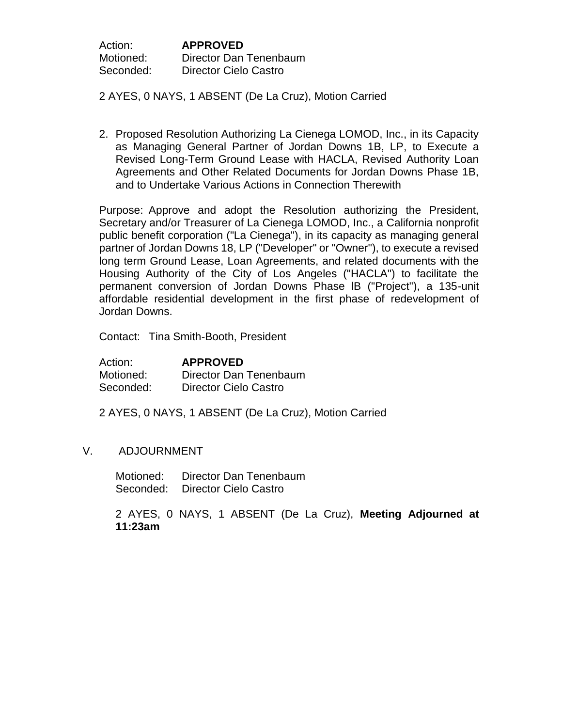Action: **APPROVED**
Motioned: Director Dan Tenenbaum
Seconded: Director Cielo Castro

2 AYES, 0 NAYS, 1 ABSENT (De La Cruz), Motion Carried

2. Proposed Resolution Authorizing La Cienega LOMOD, Inc., in its Capacity as Managing General Partner of Jordan Downs 1B, LP, to Execute a Revised Long-Term Ground Lease with HACLA, Revised Authority Loan Agreements and Other Related Documents for Jordan Downs Phase 1B, and to Undertake Various Actions in Connection Therewith

Purpose: Approve and adopt the Resolution authorizing the President, Secretary and/or Treasurer of La Cienega LOMOD, Inc., a California nonprofit public benefit corporation ("La Cienega"), in its capacity as managing general partner of Jordan Downs 18, LP ("Developer" or "Owner"), to execute a revised long term Ground Lease, Loan Agreements, and related documents with the Housing Authority of the City of Los Angeles ("HACLA") to facilitate the permanent conversion of Jordan Downs Phase lB ("Project"), a 135-unit affordable residential development in the first phase of redevelopment of Jordan Downs.

Contact: Tina Smith-Booth, President

Action: **APPROVED**
Motioned: Director Dan Tenenbaum
Seconded: Director Cielo Castro

2 AYES, 0 NAYS, 1 ABSENT (De La Cruz), Motion Carried

## V. ADJOURNMENT

Motioned: Director Dan Tenenbaum
Seconded: Director Cielo Castro

2 AYES, 0 NAYS, 1 ABSENT (De La Cruz), **Meeting Adjourned at 11:23am**